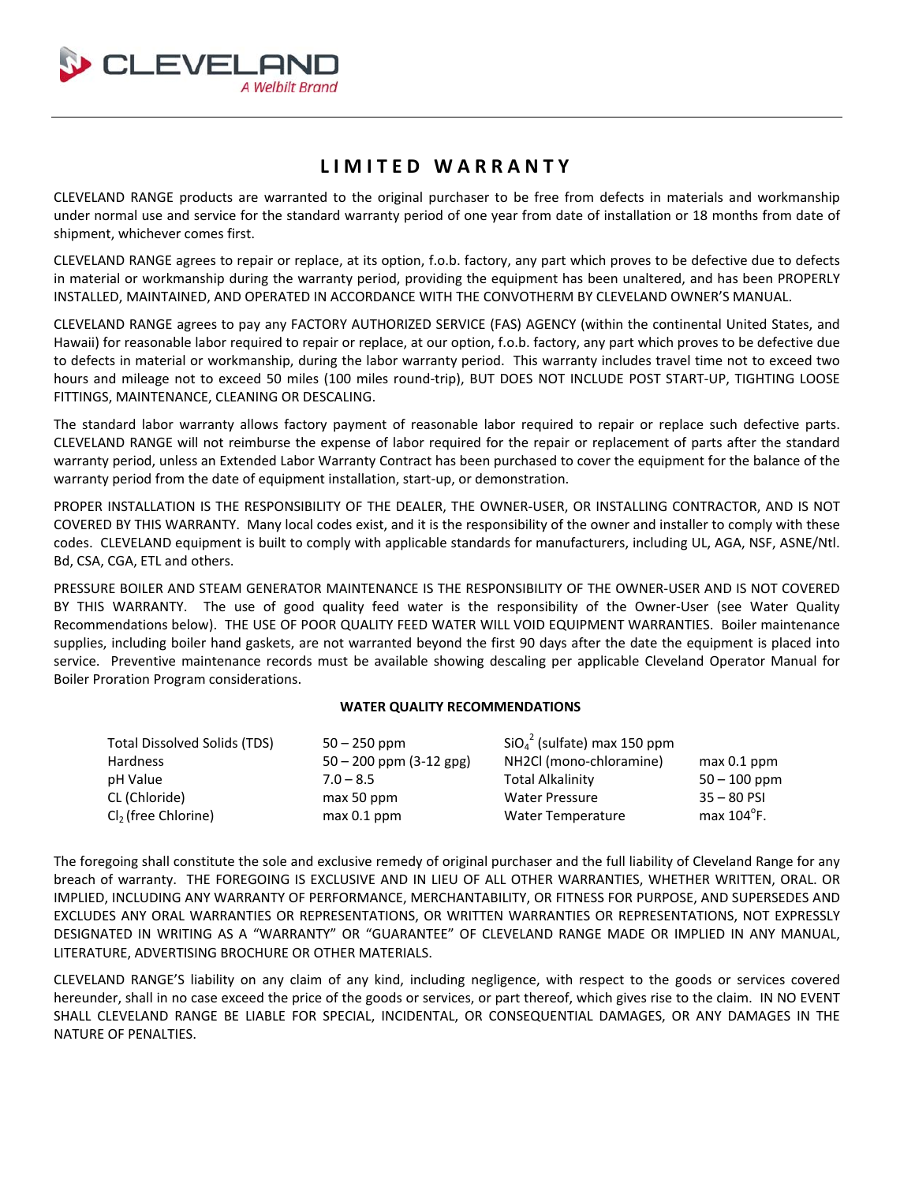CLEVELAND

*A Welbilt Brand*

# LIMITED WARRANTY

CLEVELAND RANGE products are warranted to the original purchaser to be free from defects in materials and workmanship under normal use and service for the standard warranty period of one year from date of installation or 18 months from date of shipment, whichever comes first.

CLEVELAND RANGE agrees to repair or replace, at its option, f.o.b. factory, any part which proves to be defective due to defects in material or workmanship during the warranty period, providing the equipment has been unaltered, and has been PROPERLY INSTALLED, MAINTAINED, AND OPERATED IN ACCORDANCE WITH THE CONVOTHERM BY CLEVELAND OWNER'S MANUAL.

CLEVELAND RANGE agrees to pay any FACTORY AUTHORIZED SERVICE (FAS) AGENCY (within the continental United States, and Hawaii) for reasonable labor required to repair or replace, at our option, f.o.b. factory, any part which proves to be defective due to defects in material or workmanship, during the labor warranty period. This warranty includes travel time not to exceed two hours and mileage not to exceed 50 miles (100 miles round-trip), BUT DOES NOT INCLUDE POST START-UP, TIGHTING LOOSE FITTINGS, MAINTENANCE, CLEANING OR DESCALING.

The standard labor warranty allows factory payment of reasonable labor required to repair or replace such defective parts. CLEVELAND RANGE will not reimburse the expense of labor required for the repair or replacement of parts after the standard warranty period, unless an Extended Labor Warranty Contract has been purchased to cover the equipment for the balance of the warranty period from the date of equipment installation, start-up, or demonstration.

PROPER INSTALLATION IS THE RESPONSIBILITY OF THE DEALER, THE OWNER-USER, OR INSTALLING CONTRACTOR, AND IS NOT COVERED BY THIS WARRANTY. Many local codes exist, and it is the responsibility of the owner and installer to comply with these codes. CLEVELAND equipment is built to comply with applicable standards for manufacturers, including UL, AGA, NSF, ASNE/Ntl. Bd, CSA, CGA, ETL and others.

PRESSURE BOILER AND STEAM GENERATOR MAINTENANCE IS THE RESPONSIBILITY OF THE OWNER-USER AND IS NOT COVERED BY THIS WARRANTY. The use of good quality feed water is the responsibility of the Owner-User (see Water Quality Recommendations below). THE USE OF POOR QUALITY FEED WATER WILL VOID EQUIPMENT WARRANTIES. Boiler maintenance supplies, including boiler hand gaskets, are not warranted beyond the first 90 days after the date the equipment is placed into service. Preventive maintenance records must be available showing descaling per applicable Cleveland Operator Manual for Boiler Proration Program considerations.

**WATER QUALITY RECOMMENDATIONS**

| | | | |
|---|---|---|---|
| Total Dissolved Solids (TDS) | 50 – 250 ppm | $SiO_4^2$ (sulfate) max 150 ppm | |
| Hardness | 50 – 200 ppm (3-12 gpg) | NH2Cl (mono-chloramine) | max 0.1 ppm |
| pH Value | 7.0 – 8.5 | Total Alkalinity | 50 – 100 ppm |
| CL (Chloride) | max 50 ppm | Water Pressure | 35 – 80 PSI |
| $Cl_2$ (free Chlorine) | max 0.1 ppm | Water Temperature | max 104°F. |

The foregoing shall constitute the sole and exclusive remedy of original purchaser and the full liability of Cleveland Range for any breach of warranty. THE FOREGOING IS EXCLUSIVE AND IN LIEU OF ALL OTHER WARRANTIES, WHETHER WRITTEN, ORAL. OR IMPLIED, INCLUDING ANY WARRANTY OF PERFORMANCE, MERCHANTABILITY, OR FITNESS FOR PURPOSE, AND SUPERSEDES AND EXCLUDES ANY ORAL WARRANTIES OR REPRESENTATIONS, OR WRITTEN WARRANTIES OR REPRESENTATIONS, NOT EXPRESSLY DESIGNATED IN WRITING AS A "WARRANTY" OR "GUARANTEE" OF CLEVELAND RANGE MADE OR IMPLIED IN ANY MANUAL, LITERATURE, ADVERTISING BROCHURE OR OTHER MATERIALS.

CLEVELAND RANGE'S liability on any claim of any kind, including negligence, with respect to the goods or services covered hereunder, shall in no case exceed the price of the goods or services, or part thereof, which gives rise to the claim. IN NO EVENT SHALL CLEVELAND RANGE BE LIABLE FOR SPECIAL, INCIDENTAL, OR CONSEQUENTIAL DAMAGES, OR ANY DAMAGES IN THE NATURE OF PENALTIES.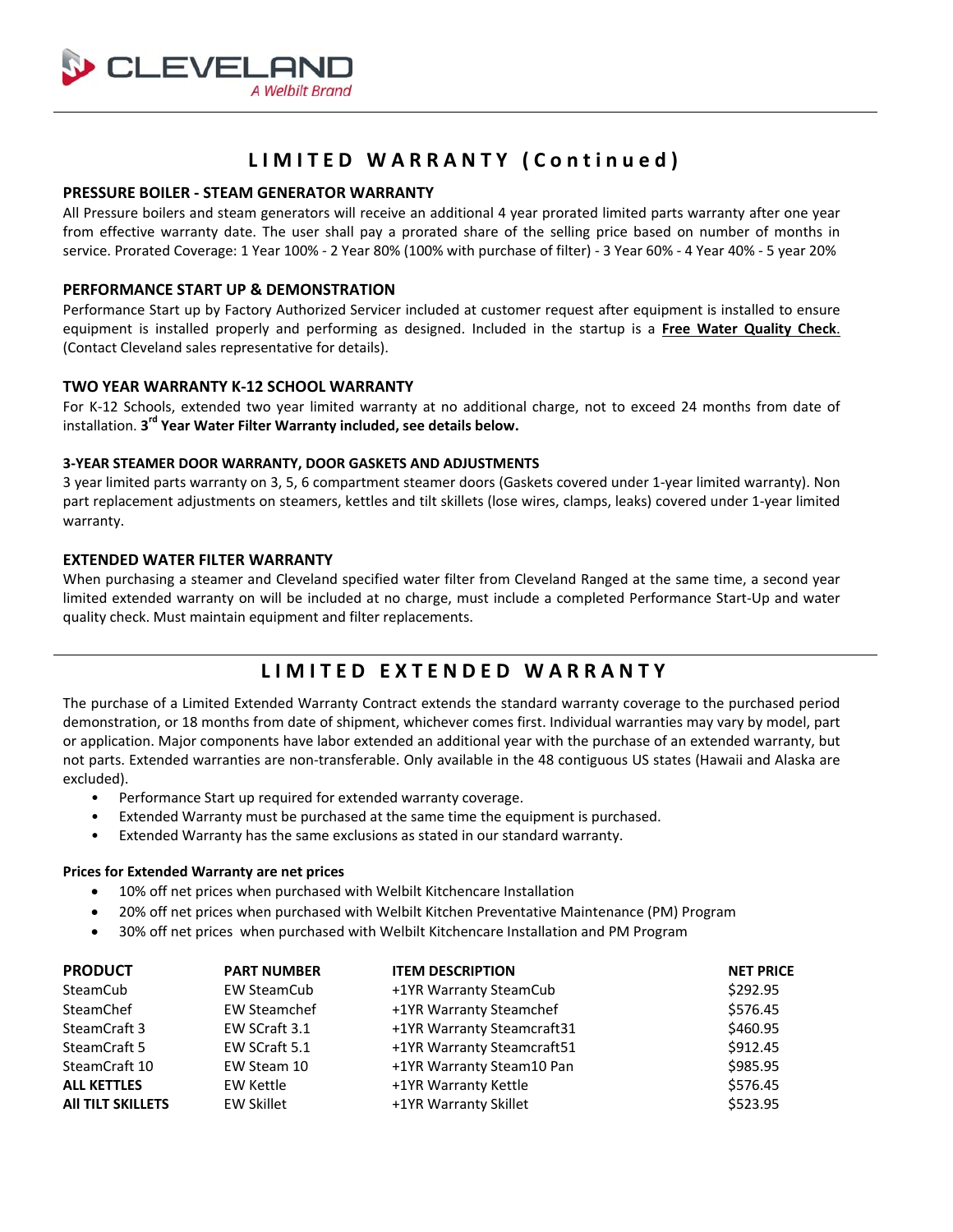CLEVELAND
*A Welbilt Brand*

# LIMITED WARRANTY (Continued)

### PRESSURE BOILER - STEAM GENERATOR WARRANTY

All Pressure boilers and steam generators will receive an additional 4 year prorated limited parts warranty after one year from effective warranty date. The user shall pay a prorated share of the selling price based on number of months in service. Prorated Coverage: 1 Year 100% - 2 Year 80% (100% with purchase of filter) - 3 Year 60% - 4 Year 40% - 5 year 20%

### PERFORMANCE START UP & DEMONSTRATION

Performance Start up by Factory Authorized Servicer included at customer request after equipment is installed to ensure equipment is installed properly and performing as designed. Included in the startup is a **Free Water Quality Check**. (Contact Cleveland sales representative for details).

### TWO YEAR WARRANTY K-12 SCHOOL WARRANTY

For K-12 Schools, extended two year limited warranty at no additional charge, not to exceed 24 months from date of installation. **3rd Year Water Filter Warranty included, see details below.**

#### 3-YEAR STEAMER DOOR WARRANTY, DOOR GASKETS AND ADJUSTMENTS

3 year limited parts warranty on 3, 5, 6 compartment steamer doors (Gaskets covered under 1-year limited warranty). Non part replacement adjustments on steamers, kettles and tilt skillets (lose wires, clamps, leaks) covered under 1-year limited warranty.

### EXTENDED WATER FILTER WARRANTY

When purchasing a steamer and Cleveland specified water filter from Cleveland Ranged at the same time, a second year limited extended warranty on will be included at no charge, must include a completed Performance Start-Up and water quality check. Must maintain equipment and filter replacements.

# LIMITED EXTENDED WARRANTY

The purchase of a Limited Extended Warranty Contract extends the standard warranty coverage to the purchased period demonstration, or 18 months from date of shipment, whichever comes first. Individual warranties may vary by model, part or application. Major components have labor extended an additional year with the purchase of an extended warranty, but not parts. Extended warranties are non-transferable. Only available in the 48 contiguous US states (Hawaii and Alaska are excluded).

- Performance Start up required for extended warranty coverage.
- Extended Warranty must be purchased at the same time the equipment is purchased.
- Extended Warranty has the same exclusions as stated in our standard warranty.

**Prices for Extended Warranty are net prices**

- 10% off net prices when purchased with Welbilt Kitchencare Installation
- 20% off net prices when purchased with Welbilt Kitchen Preventative Maintenance (PM) Program
- 30% off net prices when purchased with Welbilt Kitchencare Installation and PM Program

| PRODUCT | PART NUMBER | ITEM DESCRIPTION | NET PRICE |
|---|---|---|---|
| SteamCub | EW SteamCub | +1YR Warranty SteamCub | $292.95 |
| SteamChef | EW Steamchef | +1YR Warranty Steamchef | $576.45 |
| SteamCraft 3 | EW SCraft 3.1 | +1YR Warranty Steamcraft31 | $460.95 |
| SteamCraft 5 | EW SCraft 5.1 | +1YR Warranty Steamcraft51 | $912.45 |
| SteamCraft 10 | EW Steam 10 | +1YR Warranty Steam10 Pan | $985.95 |
| **ALL KETTLES** | EW Kettle | +1YR Warranty Kettle | $576.45 |
| **All TILT SKILLETS** | EW Skillet | +1YR Warranty Skillet | $523.95 |